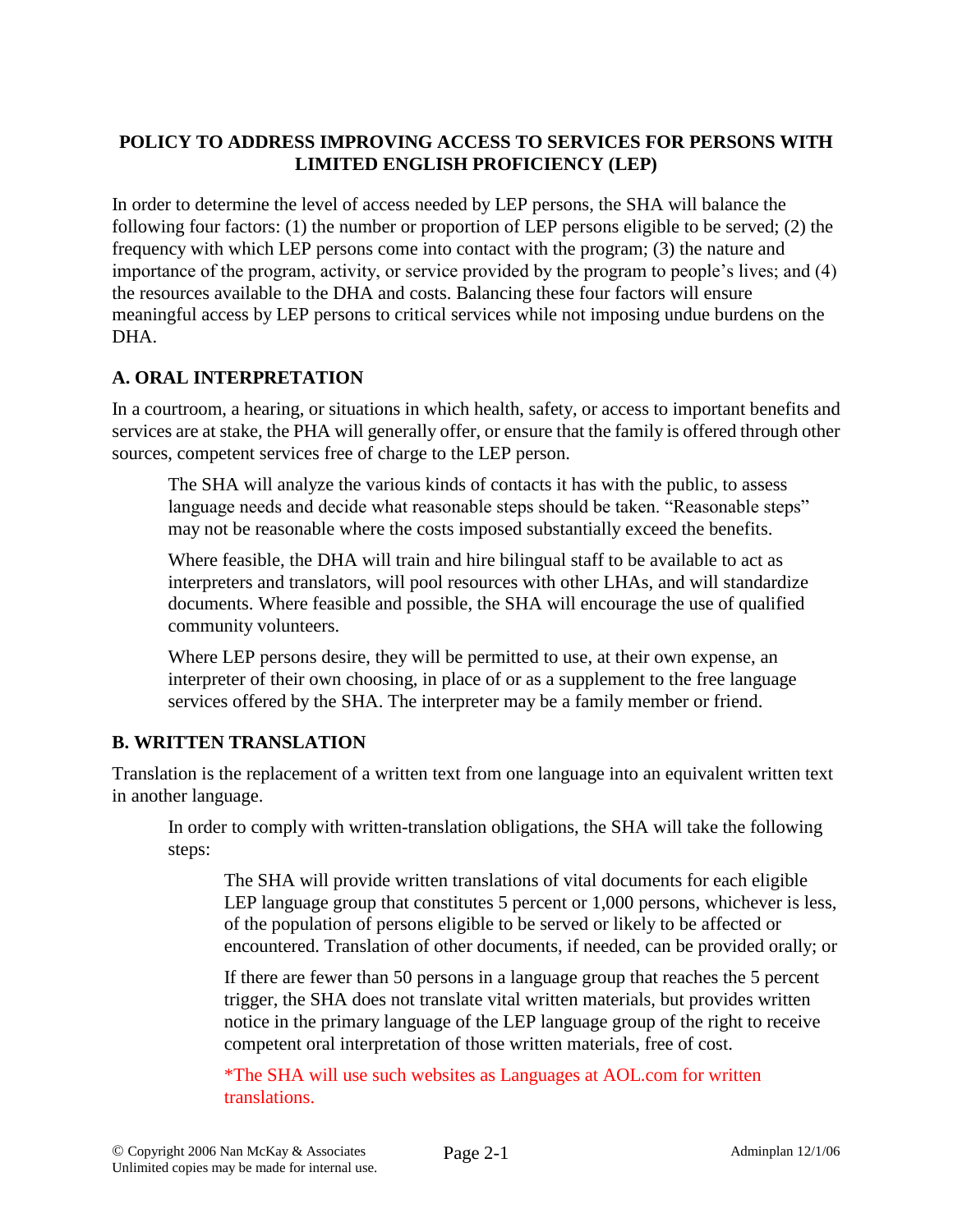# POLICY TO ADDRESS IMPROVING ACCESS TO SERVICES FOR PERSONS WITH LIMITED ENGLISH PROFICIENCY (LEP)

In order to determine the level of access needed by LEP persons, the SHA will balance the following four factors: (1) the number or proportion of LEP persons eligible to be served; (2) the frequency with which LEP persons come into contact with the program; (3) the nature and importance of the program, activity, or service provided by the program to people's lives; and (4) the resources available to the DHA and costs. Balancing these four factors will ensure meaningful access by LEP persons to critical services while not imposing undue burdens on the DHA.

## A. ORAL INTERPRETATION

In a courtroom, a hearing, or situations in which health, safety, or access to important benefits and services are at stake, the PHA will generally offer, or ensure that the family is offered through other sources, competent services free of charge to the LEP person.

> The SHA will analyze the various kinds of contacts it has with the public, to assess language needs and decide what reasonable steps should be taken. "Reasonable steps" may not be reasonable where the costs imposed substantially exceed the benefits.
>
> Where feasible, the DHA will train and hire bilingual staff to be available to act as interpreters and translators, will pool resources with other LHAs, and will standardize documents. Where feasible and possible, the SHA will encourage the use of qualified community volunteers.
>
> Where LEP persons desire, they will be permitted to use, at their own expense, an interpreter of their own choosing, in place of or as a supplement to the free language services offered by the SHA. The interpreter may be a family member or friend.

## B. WRITTEN TRANSLATION

Translation is the replacement of a written text from one language into an equivalent written text in another language.

> In order to comply with written-translation obligations, the SHA will take the following steps:
>
> > The SHA will provide written translations of vital documents for each eligible LEP language group that constitutes 5 percent or 1,000 persons, whichever is less, of the population of persons eligible to be served or likely to be affected or encountered. Translation of other documents, if needed, can be provided orally; or
> >
> > If there are fewer than 50 persons in a language group that reaches the 5 percent trigger, the SHA does not translate vital written materials, but provides written notice in the primary language of the LEP language group of the right to receive competent oral interpretation of those written materials, free of cost.
> >
> > *The SHA will use such websites as Languages at AOL.com for written translations.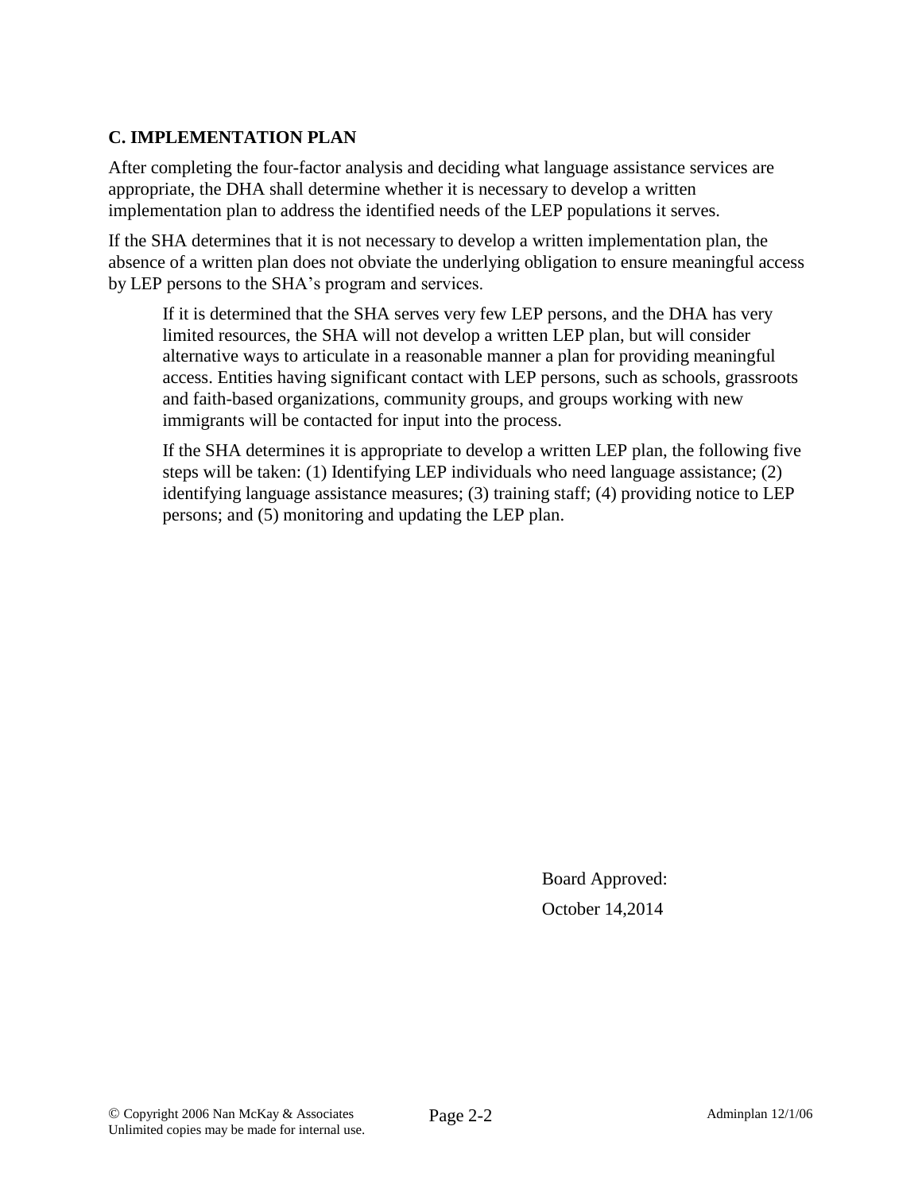## C. IMPLEMENTATION PLAN

After completing the four-factor analysis and deciding what language assistance services are appropriate, the DHA shall determine whether it is necessary to develop a written implementation plan to address the identified needs of the LEP populations it serves.

If the SHA determines that it is not necessary to develop a written implementation plan, the absence of a written plan does not obviate the underlying obligation to ensure meaningful access by LEP persons to the SHA's program and services.

> If it is determined that the SHA serves very few LEP persons, and the DHA has very limited resources, the SHA will not develop a written LEP plan, but will consider alternative ways to articulate in a reasonable manner a plan for providing meaningful access. Entities having significant contact with LEP persons, such as schools, grassroots and faith-based organizations, community groups, and groups working with new immigrants will be contacted for input into the process.
>
> If the SHA determines it is appropriate to develop a written LEP plan, the following five steps will be taken: (1) Identifying LEP individuals who need language assistance; (2) identifying language assistance measures; (3) training staff; (4) providing notice to LEP persons; and (5) monitoring and updating the LEP plan.

Board Approved:

October 14,2014